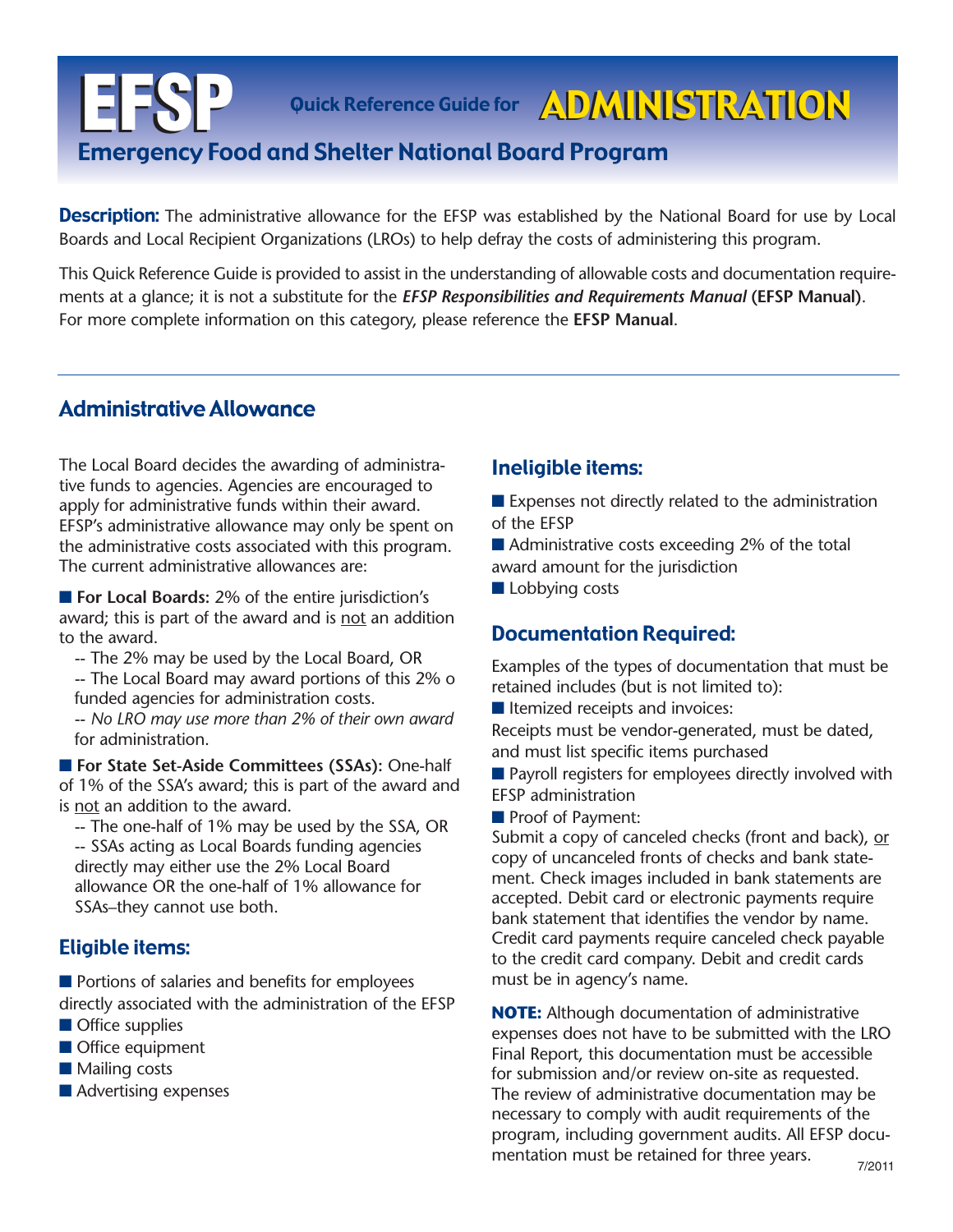# EFSP Quick Reference Guide for ADMINISTRATION

## Emergency Food and Shelter National Board Program

**Description:** The administrative allowance for the EFSP was established by the National Board for use by Local Boards and Local Recipient Organizations (LROs) to help defray the costs of administering this program.

This Quick Reference Guide is provided to assist in the understanding of allowable costs and documentation requirements at a glance; it is not a substitute for the ***EFSP Responsibilities and Requirements Manual* (EFSP Manual)**. For more complete information on this category, please reference the **EFSP Manual**.

## Administrative Allowance

The Local Board decides the awarding of administrative funds to agencies. Agencies are encouraged to apply for administrative funds within their award. EFSP's administrative allowance may only be spent on the administrative costs associated with this program. The current administrative allowances are:

- **For Local Boards:** 2% of the entire jurisdiction's award; this is part of the award and is not an addition to the award.
  - -- The 2% may be used by the Local Board, OR
  - -- The Local Board may award portions of this 2% o funded agencies for administration costs.
  - -- *No LRO may use more than 2% of their own award* for administration.
- **For State Set-Aside Committees (SSAs):** One-half of 1% of the SSA's award; this is part of the award and is not an addition to the award.
  - -- The one-half of 1% may be used by the SSA, OR
  - -- SSAs acting as Local Boards funding agencies directly may either use the 2% Local Board allowance OR the one-half of 1% allowance for SSAs–they cannot use both.

### Eligible items:

- Portions of salaries and benefits for employees directly associated with the administration of the EFSP
- Office supplies
- Office equipment
- Mailing costs
- Advertising expenses

### Ineligible items:

- Expenses not directly related to the administration of the EFSP
- Administrative costs exceeding 2% of the total award amount for the jurisdiction
- Lobbying costs

### Documentation Required:

Examples of the types of documentation that must be retained includes (but is not limited to):

- Itemized receipts and invoices:

Receipts must be vendor-generated, must be dated, and must list specific items purchased

- Payroll registers for employees directly involved with EFSP administration
- Proof of Payment:

Submit a copy of canceled checks (front and back), or copy of uncanceled fronts of checks and bank statement. Check images included in bank statements are accepted. Debit card or electronic payments require bank statement that identifies the vendor by name. Credit card payments require canceled check payable to the credit card company. Debit and credit cards must be in agency's name.

**NOTE:** Although documentation of administrative expenses does not have to be submitted with the LRO Final Report, this documentation must be accessible for submission and/or review on-site as requested. The review of administrative documentation may be necessary to comply with audit requirements of the program, including government audits. All EFSP documentation must be retained for three years.

7/2011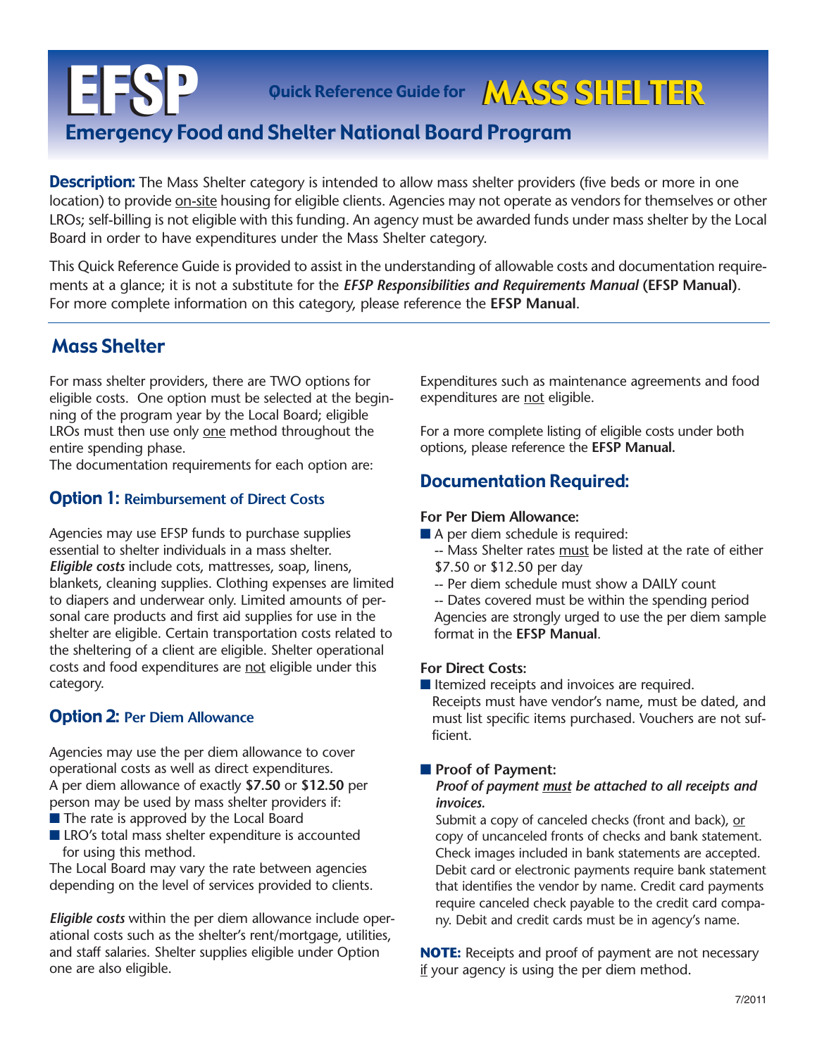# EFSP Quick Reference Guide for MASS SHELTER

## Emergency Food and Shelter National Board Program

**Description:** The Mass Shelter category is intended to allow mass shelter providers (five beds or more in one location) to provide on-site housing for eligible clients. Agencies may not operate as vendors for themselves or other LROs; self-billing is not eligible with this funding. An agency must be awarded funds under mass shelter by the Local Board in order to have expenditures under the Mass Shelter category.

This Quick Reference Guide is provided to assist in the understanding of allowable costs and documentation requirements at a glance; it is not a substitute for the ***EFSP Responsibilities and Requirements Manual*** **(EFSP Manual)**. For more complete information on this category, please reference the **EFSP Manual**.

## Mass Shelter

For mass shelter providers, there are TWO options for eligible costs. One option must be selected at the beginning of the program year by the Local Board; eligible LROs must then use only one method throughout the entire spending phase.
The documentation requirements for each option are:

### Option 1: Reimbursement of Direct Costs

Agencies may use EFSP funds to purchase supplies essential to shelter individuals in a mass shelter. ***Eligible costs*** include cots, mattresses, soap, linens, blankets, cleaning supplies. Clothing expenses are limited to diapers and underwear only. Limited amounts of personal care products and first aid supplies for use in the shelter are eligible. Certain transportation costs related to the sheltering of a client are eligible. Shelter operational costs and food expenditures are not eligible under this category.

### Option 2: Per Diem Allowance

Agencies may use the per diem allowance to cover operational costs as well as direct expenditures. A per diem allowance of exactly **$7.50** or **$12.50** per person may be used by mass shelter providers if:

- The rate is approved by the Local Board
- LRO's total mass shelter expenditure is accounted for using this method.

The Local Board may vary the rate between agencies depending on the level of services provided to clients.

***Eligible costs*** within the per diem allowance include operational costs such as the shelter's rent/mortgage, utilities, and staff salaries. Shelter supplies eligible under Option one are also eligible.

Expenditures such as maintenance agreements and food expenditures are not eligible.

For a more complete listing of eligible costs under both options, please reference the **EFSP Manual.**

## Documentation Required:

**For Per Diem Allowance:**

- A per diem schedule is required:
  -- Mass Shelter rates must be listed at the rate of either $7.50 or $12.50 per day
  -- Per diem schedule must show a DAILY count
  -- Dates covered must be within the spending period
  Agencies are strongly urged to use the per diem sample format in the **EFSP Manual**.

**For Direct Costs:**

- Itemized receipts and invoices are required. Receipts must have vendor's name, must be dated, and must list specific items purchased. Vouchers are not sufficient.

- **Proof of Payment:**
  ***Proof of payment must be attached to all receipts and invoices.***
  Submit a copy of canceled checks (front and back), or copy of uncanceled fronts of checks and bank statement. Check images included in bank statements are accepted. Debit card or electronic payments require bank statement that identifies the vendor by name. Credit card payments require canceled check payable to the credit card company. Debit and credit cards must be in agency's name.

**NOTE:** Receipts and proof of payment are not necessary if your agency is using the per diem method.

7/2011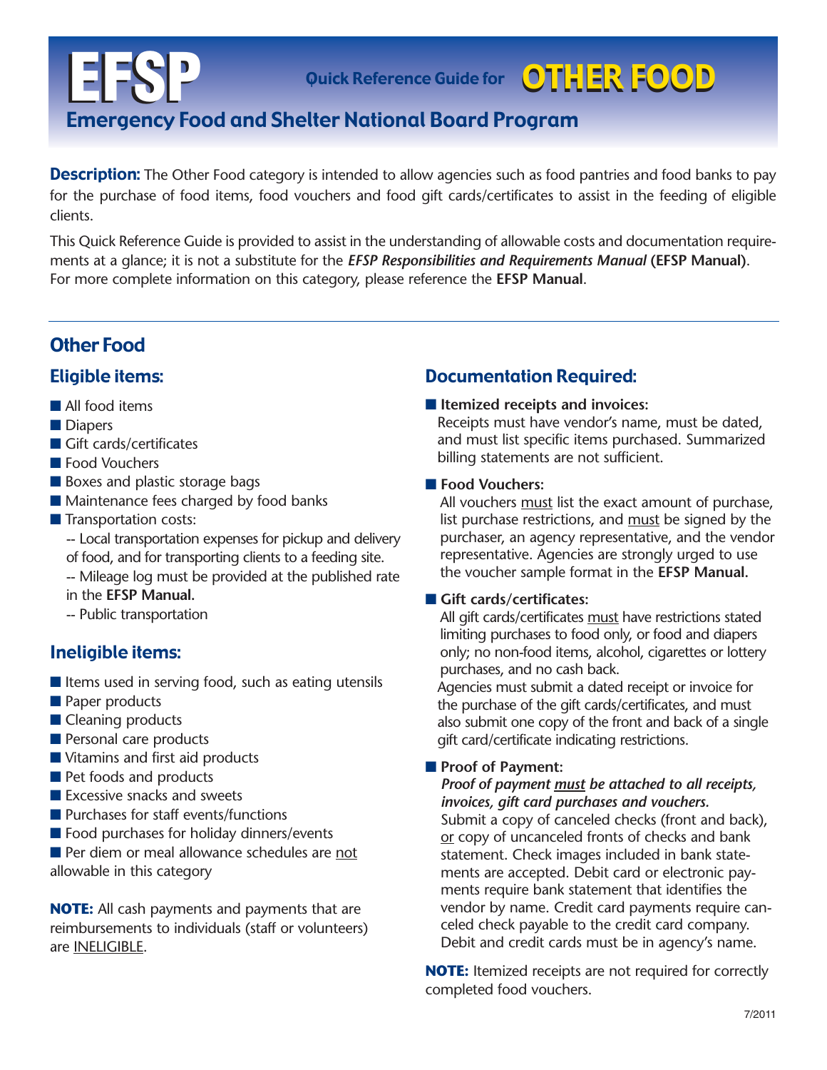# EFSP Quick Reference Guide for OTHER FOOD

## Emergency Food and Shelter National Board Program

**Description:** The Other Food category is intended to allow agencies such as food pantries and food banks to pay for the purchase of food items, food vouchers and food gift cards/certificates to assist in the feeding of eligible clients.

This Quick Reference Guide is provided to assist in the understanding of allowable costs and documentation requirements at a glance; it is not a substitute for the ***EFSP Responsibilities and Requirements Manual*** **(EFSP Manual)**. For more complete information on this category, please reference the **EFSP Manual**.

## Other Food

### Eligible items:

- All food items
- Diapers
- Gift cards/certificates
- Food Vouchers
- Boxes and plastic storage bags
- Maintenance fees charged by food banks
- Transportation costs:
  - -- Local transportation expenses for pickup and delivery of food, and for transporting clients to a feeding site.
  - -- Mileage log must be provided at the published rate in the **EFSP Manual.**
  - -- Public transportation

### Ineligible items:

- Items used in serving food, such as eating utensils
- Paper products
- Cleaning products
- Personal care products
- Vitamins and first aid products
- Pet foods and products
- Excessive snacks and sweets
- Purchases for staff events/functions
- Food purchases for holiday dinners/events
- Per diem or meal allowance schedules are not allowable in this category

**NOTE:** All cash payments and payments that are reimbursements to individuals (staff or volunteers) are INELIGIBLE.

### Documentation Required:

- **Itemized receipts and invoices:**
  Receipts must have vendor's name, must be dated, and must list specific items purchased. Summarized billing statements are not sufficient.
- **Food Vouchers:**
  All vouchers must list the exact amount of purchase, list purchase restrictions, and must be signed by the purchaser, an agency representative, and the vendor representative. Agencies are strongly urged to use the voucher sample format in the **EFSP Manual.**
- **Gift cards/certificates:**
  All gift cards/certificates must have restrictions stated limiting purchases to food only, or food and diapers only; no non-food items, alcohol, cigarettes or lottery purchases, and no cash back.
  Agencies must submit a dated receipt or invoice for the purchase of the gift cards/certificates, and must also submit one copy of the front and back of a single gift card/certificate indicating restrictions.
- **Proof of Payment:**
  ***Proof of payment must be attached to all receipts, invoices, gift card purchases and vouchers.***
  Submit a copy of canceled checks (front and back), or copy of uncanceled fronts of checks and bank statement. Check images included in bank statements are accepted. Debit card or electronic payments require bank statement that identifies the vendor by name. Credit card payments require canceled check payable to the credit card company. Debit and credit cards must be in agency's name.

**NOTE:** Itemized receipts are not required for correctly completed food vouchers.

7/2011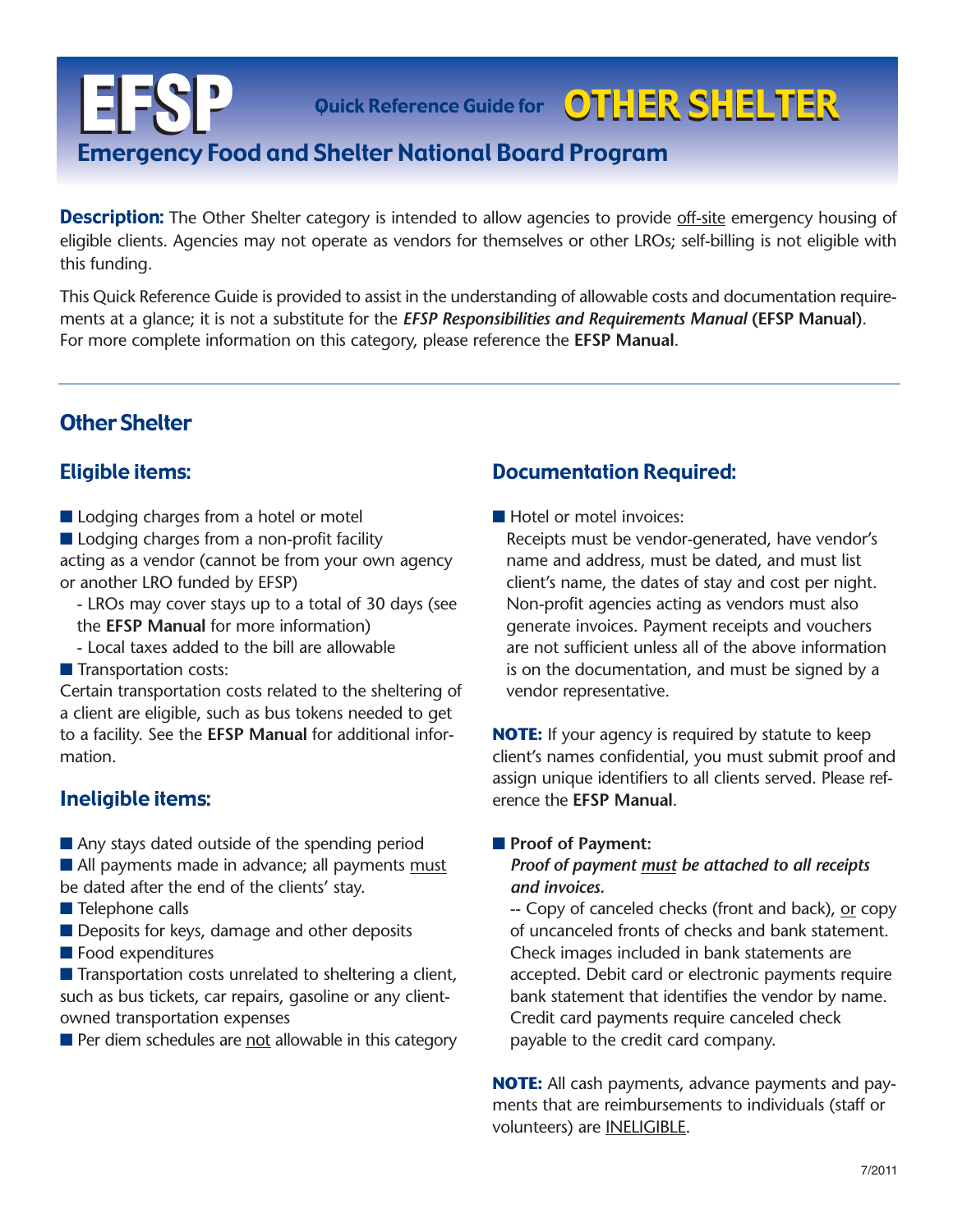# EFSP Quick Reference Guide for OTHER SHELTER

## Emergency Food and Shelter National Board Program

**Description:** The Other Shelter category is intended to allow agencies to provide off-site emergency housing of eligible clients. Agencies may not operate as vendors for themselves or other LROs; self-billing is not eligible with this funding.

This Quick Reference Guide is provided to assist in the understanding of allowable costs and documentation requirements at a glance; it is not a substitute for the ***EFSP Responsibilities and Requirements Manual*** **(EFSP Manual)**. For more complete information on this category, please reference the **EFSP Manual**.

---

## Other Shelter

### Eligible items:

- Lodging charges from a hotel or motel
- Lodging charges from a non-profit facility acting as a vendor (cannot be from your own agency or another LRO funded by EFSP)
  - LROs may cover stays up to a total of 30 days (see the **EFSP Manual** for more information)
  - Local taxes added to the bill are allowable
- Transportation costs:
  Certain transportation costs related to the sheltering of a client are eligible, such as bus tokens needed to get to a facility. See the **EFSP Manual** for additional information.

### Ineligible items:

- Any stays dated outside of the spending period
- All payments made in advance; all payments must be dated after the end of the clients' stay.
- Telephone calls
- Deposits for keys, damage and other deposits
- Food expenditures
- Transportation costs unrelated to sheltering a client, such as bus tickets, car repairs, gasoline or any client-owned transportation expenses
- Per diem schedules are not allowable in this category

### Documentation Required:

- Hotel or motel invoices:
  Receipts must be vendor-generated, have vendor's name and address, must be dated, and must list client's name, the dates of stay and cost per night. Non-profit agencies acting as vendors must also generate invoices. Payment receipts and vouchers are not sufficient unless all of the above information is on the documentation, and must be signed by a vendor representative.

**NOTE:** If your agency is required by statute to keep client's names confidential, you must submit proof and assign unique identifiers to all clients served. Please reference the **EFSP Manual**.

- **Proof of Payment:**
  ***Proof of payment must be attached to all receipts and invoices.***
  -- Copy of canceled checks (front and back), or copy of uncanceled fronts of checks and bank statement. Check images included in bank statements are accepted. Debit card or electronic payments require bank statement that identifies the vendor by name. Credit card payments require canceled check payable to the credit card company.

**NOTE:** All cash payments, advance payments and payments that are reimbursements to individuals (staff or volunteers) are INELIGIBLE.

7/2011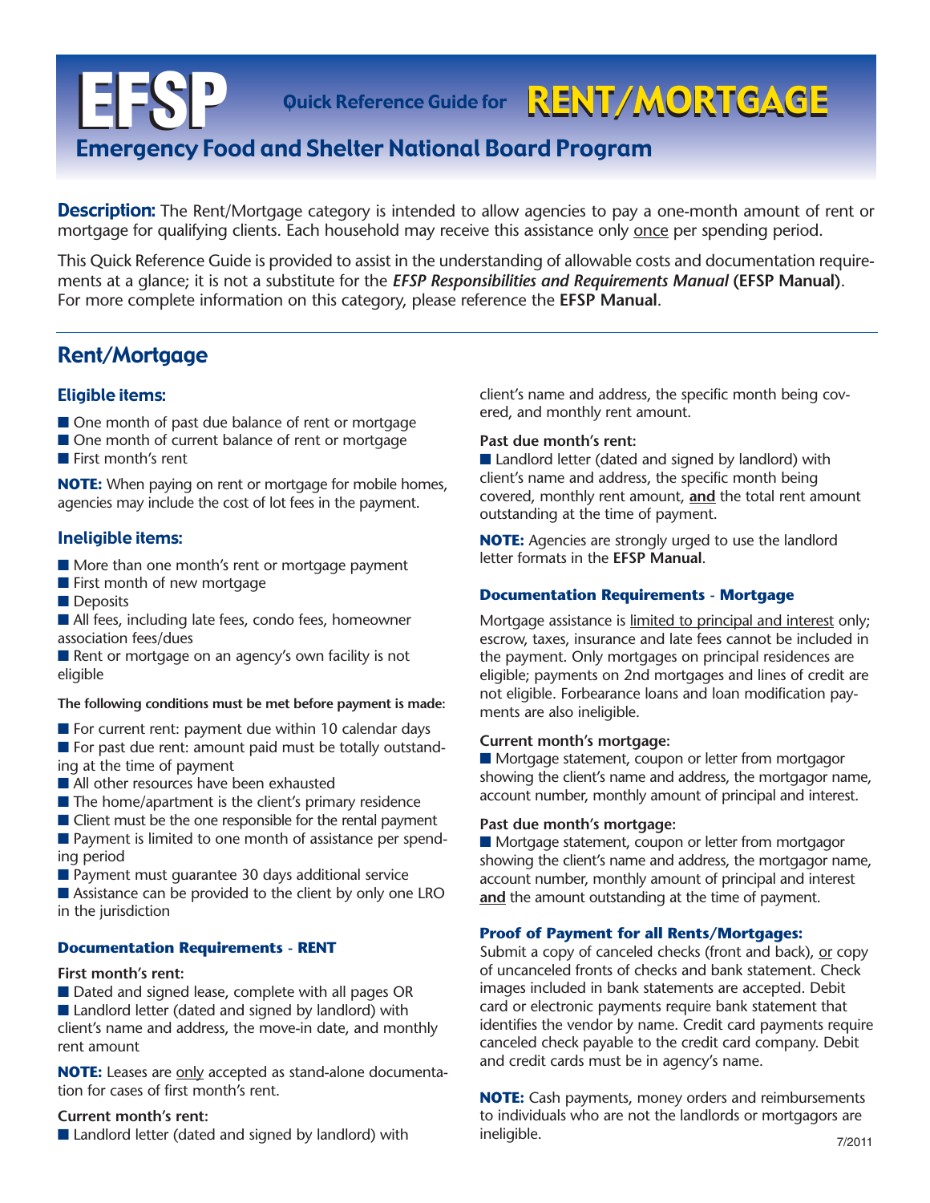# EFSP Quick Reference Guide for RENT/MORTGAGE

## Emergency Food and Shelter National Board Program

**Description:** The Rent/Mortgage category is intended to allow agencies to pay a one-month amount of rent or mortgage for qualifying clients. Each household may receive this assistance only once per spending period.

This Quick Reference Guide is provided to assist in the understanding of allowable costs and documentation requirements at a glance; it is not a substitute for the ***EFSP Responsibilities and Requirements Manual*** **(EFSP Manual)**. For more complete information on this category, please reference the **EFSP Manual**.

## Rent/Mortgage

### Eligible items:

- One month of past due balance of rent or mortgage
- One month of current balance of rent or mortgage
- First month's rent

**NOTE:** When paying on rent or mortgage for mobile homes, agencies may include the cost of lot fees in the payment.

### Ineligible items:

- More than one month's rent or mortgage payment
- First month of new mortgage
- Deposits
- All fees, including late fees, condo fees, homeowner association fees/dues
- Rent or mortgage on an agency's own facility is not eligible

**The following conditions must be met before payment is made:**

- For current rent: payment due within 10 calendar days
- For past due rent: amount paid must be totally outstanding at the time of payment
- All other resources have been exhausted
- The home/apartment is the client's primary residence
- Client must be the one responsible for the rental payment
- Payment is limited to one month of assistance per spending period
- Payment must guarantee 30 days additional service
- Assistance can be provided to the client by only one LRO in the jurisdiction

### Documentation Requirements - RENT

**First month's rent:**

- Dated and signed lease, complete with all pages OR
- Landlord letter (dated and signed by landlord) with client's name and address, the move-in date, and monthly rent amount

**NOTE:** Leases are only accepted as stand-alone documentation for cases of first month's rent.

**Current month's rent:**

- Landlord letter (dated and signed by landlord) with client's name and address, the specific month being covered, and monthly rent amount.

**Past due month's rent:**

- Landlord letter (dated and signed by landlord) with client's name and address, the specific month being covered, monthly rent amount, **and** the total rent amount outstanding at the time of payment.

**NOTE:** Agencies are strongly urged to use the landlord letter formats in the **EFSP Manual**.

### Documentation Requirements - Mortgage

Mortgage assistance is limited to principal and interest only; escrow, taxes, insurance and late fees cannot be included in the payment. Only mortgages on principal residences are eligible; payments on 2nd mortgages and lines of credit are not eligible. Forbearance loans and loan modification payments are also ineligible.

**Current month's mortgage:**

- Mortgage statement, coupon or letter from mortgagor showing the client's name and address, the mortgagor name, account number, monthly amount of principal and interest.

**Past due month's mortgage:**

- Mortgage statement, coupon or letter from mortgagor showing the client's name and address, the mortgagor name, account number, monthly amount of principal and interest **and** the amount outstanding at the time of payment.

### Proof of Payment for all Rents/Mortgages:

Submit a copy of canceled checks (front and back), or copy of uncanceled fronts of checks and bank statement. Check images included in bank statements are accepted. Debit card or electronic payments require bank statement that identifies the vendor by name. Credit card payments require canceled check payable to the credit card company. Debit and credit cards must be in agency's name.

**NOTE:** Cash payments, money orders and reimbursements to individuals who are not the landlords or mortgagors are ineligible.

7/2011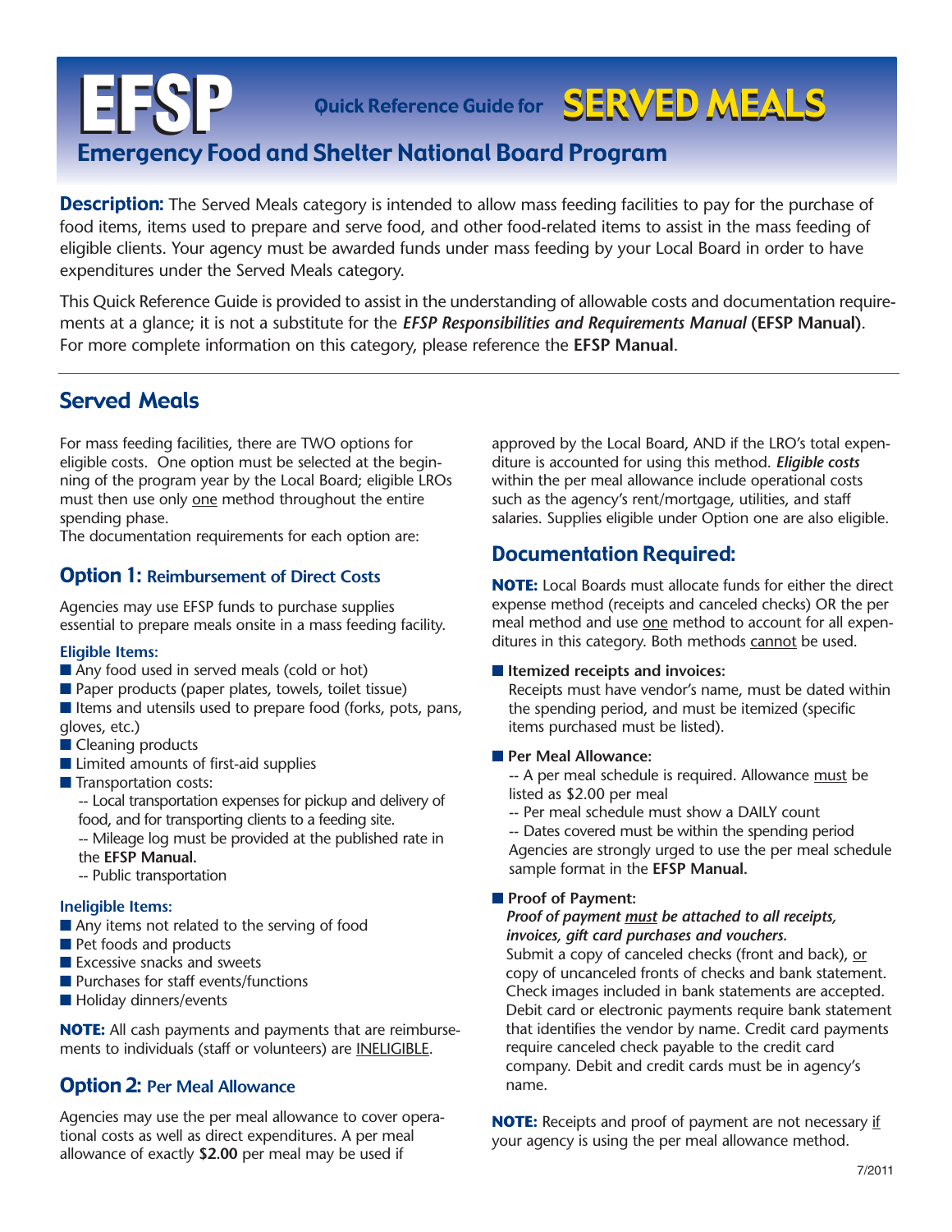# EFSP Quick Reference Guide for SERVED MEALS

## Emergency Food and Shelter National Board Program

**Description:** The Served Meals category is intended to allow mass feeding facilities to pay for the purchase of food items, items used to prepare and serve food, and other food-related items to assist in the mass feeding of eligible clients. Your agency must be awarded funds under mass feeding by your Local Board in order to have expenditures under the Served Meals category.

This Quick Reference Guide is provided to assist in the understanding of allowable costs and documentation requirements at a glance; it is not a substitute for the ***EFSP Responsibilities and Requirements Manual*** **(EFSP Manual)**. For more complete information on this category, please reference the **EFSP Manual**.

## Served Meals

For mass feeding facilities, there are TWO options for eligible costs. One option must be selected at the beginning of the program year by the Local Board; eligible LROs must then use only one method throughout the entire spending phase.

The documentation requirements for each option are:

### Option 1: Reimbursement of Direct Costs

Agencies may use EFSP funds to purchase supplies essential to prepare meals onsite in a mass feeding facility.

#### Eligible Items:

- Any food used in served meals (cold or hot)
- Paper products (paper plates, towels, toilet tissue)
- Items and utensils used to prepare food (forks, pots, pans, gloves, etc.)
- Cleaning products
- Limited amounts of first-aid supplies
- Transportation costs:
  - -- Local transportation expenses for pickup and delivery of food, and for transporting clients to a feeding site.
  - -- Mileage log must be provided at the published rate in the **EFSP Manual.**
  - -- Public transportation

#### Ineligible Items:

- Any items not related to the serving of food
- Pet foods and products
- Excessive snacks and sweets
- Purchases for staff events/functions
- Holiday dinners/events

**NOTE:** All cash payments and payments that are reimbursements to individuals (staff or volunteers) are INELIGIBLE.

### Option 2: Per Meal Allowance

Agencies may use the per meal allowance to cover operational costs as well as direct expenditures. A per meal allowance of exactly **$2.00** per meal may be used if approved by the Local Board, AND if the LRO's total expenditure is accounted for using this method. ***Eligible costs*** within the per meal allowance include operational costs such as the agency's rent/mortgage, utilities, and staff salaries. Supplies eligible under Option one are also eligible.

## Documentation Required:

**NOTE:** Local Boards must allocate funds for either the direct expense method (receipts and canceled checks) OR the per meal method and use one method to account for all expenditures in this category. Both methods cannot be used.

- **Itemized receipts and invoices:**
  Receipts must have vendor's name, must be dated within the spending period, and must be itemized (specific items purchased must be listed).
- **Per Meal Allowance:**
  -- A per meal schedule is required. Allowance must be listed as $2.00 per meal
  -- Per meal schedule must show a DAILY count
  -- Dates covered must be within the spending period
  Agencies are strongly urged to use the per meal schedule sample format in the **EFSP Manual.**
- **Proof of Payment:**
  ***Proof of payment must be attached to all receipts, invoices, gift card purchases and vouchers.***
  Submit a copy of canceled checks (front and back), or copy of uncanceled fronts of checks and bank statement. Check images included in bank statements are accepted. Debit card or electronic payments require bank statement that identifies the vendor by name. Credit card payments require canceled check payable to the credit card company. Debit and credit cards must be in agency's name.

**NOTE:** Receipts and proof of payment are not necessary if your agency is using the per meal allowance method.

7/2011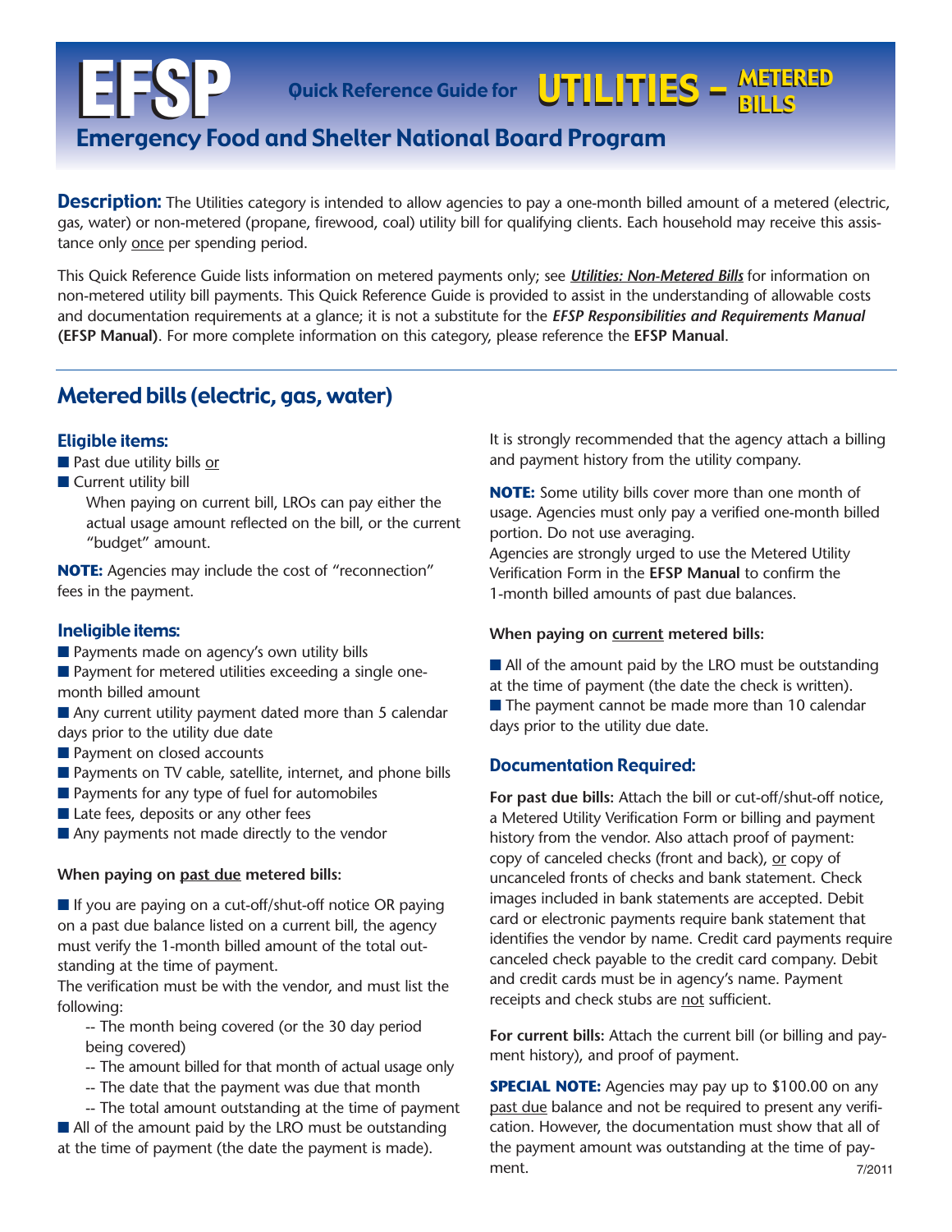# EFSP Quick Reference Guide for UTILITIES – METERED BILLS

## Emergency Food and Shelter National Board Program

**Description:** The Utilities category is intended to allow agencies to pay a one-month billed amount of a metered (electric, gas, water) or non-metered (propane, firewood, coal) utility bill for qualifying clients. Each household may receive this assistance only once per spending period.

This Quick Reference Guide lists information on metered payments only; see ***Utilities: Non-Metered Bills*** for information on non-metered utility bill payments. This Quick Reference Guide is provided to assist in the understanding of allowable costs and documentation requirements at a glance; it is not a substitute for the ***EFSP Responsibilities and Requirements Manual*** **(EFSP Manual)**. For more complete information on this category, please reference the **EFSP Manual**.

## Metered bills (electric, gas, water)

### Eligible items:

- Past due utility bills or
- Current utility bill

  When paying on current bill, LROs can pay either the actual usage amount reflected on the bill, or the current "budget" amount.

**NOTE:** Agencies may include the cost of "reconnection" fees in the payment.

### Ineligible items:

- Payments made on agency's own utility bills
- Payment for metered utilities exceeding a single one-month billed amount
- Any current utility payment dated more than 5 calendar days prior to the utility due date
- Payment on closed accounts
- Payments on TV cable, satellite, internet, and phone bills
- Payments for any type of fuel for automobiles
- Late fees, deposits or any other fees
- Any payments not made directly to the vendor

**When paying on past due metered bills:**

- If you are paying on a cut-off/shut-off notice OR paying on a past due balance listed on a current bill, the agency must verify the 1-month billed amount of the total outstanding at the time of payment.

The verification must be with the vendor, and must list the following:

- -- The month being covered (or the 30 day period being covered)
- -- The amount billed for that month of actual usage only
- -- The date that the payment was due that month
- -- The total amount outstanding at the time of payment

- All of the amount paid by the LRO must be outstanding at the time of payment (the date the payment is made).

It is strongly recommended that the agency attach a billing and payment history from the utility company.

**NOTE:** Some utility bills cover more than one month of usage. Agencies must only pay a verified one-month billed portion. Do not use averaging.

Agencies are strongly urged to use the Metered Utility Verification Form in the **EFSP Manual** to confirm the 1-month billed amounts of past due balances.

**When paying on current metered bills:**

- All of the amount paid by the LRO must be outstanding at the time of payment (the date the check is written).
- The payment cannot be made more than 10 calendar days prior to the utility due date.

### Documentation Required:

**For past due bills:** Attach the bill or cut-off/shut-off notice, a Metered Utility Verification Form or billing and payment history from the vendor. Also attach proof of payment: copy of canceled checks (front and back), or copy of uncanceled fronts of checks and bank statement. Check images included in bank statements are accepted. Debit card or electronic payments require bank statement that identifies the vendor by name. Credit card payments require canceled check payable to the credit card company. Debit and credit cards must be in agency's name. Payment receipts and check stubs are not sufficient.

**For current bills:** Attach the current bill (or billing and payment history), and proof of payment.

**SPECIAL NOTE:** Agencies may pay up to $100.00 on any past due balance and not be required to present any verification. However, the documentation must show that all of the payment amount was outstanding at the time of payment.

7/2011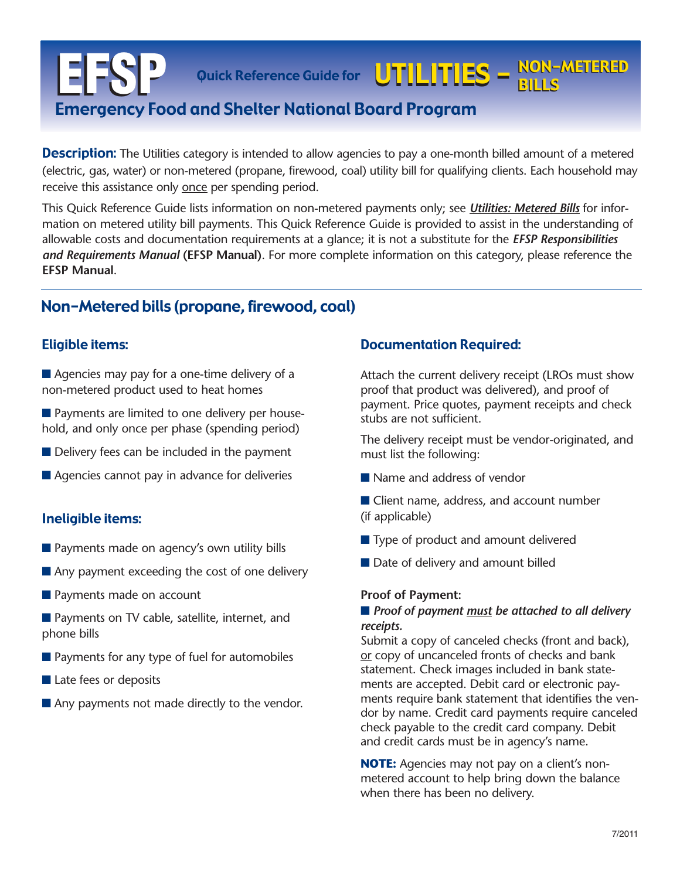# EFSP Quick Reference Guide for UTILITIES – NON-METERED BILLS

## Emergency Food and Shelter National Board Program

**Description:** The Utilities category is intended to allow agencies to pay a one-month billed amount of a metered (electric, gas, water) or non-metered (propane, firewood, coal) utility bill for qualifying clients. Each household may receive this assistance only once per spending period.

This Quick Reference Guide lists information on non-metered payments only; see ***Utilities: Metered Bills*** for information on metered utility bill payments. This Quick Reference Guide is provided to assist in the understanding of allowable costs and documentation requirements at a glance; it is not a substitute for the ***EFSP Responsibilities and Requirements Manual*** **(EFSP Manual)**. For more complete information on this category, please reference the **EFSP Manual**.

## Non-Metered bills (propane, firewood, coal)

### Eligible items:

- Agencies may pay for a one-time delivery of a non-metered product used to heat homes
- Payments are limited to one delivery per household, and only once per phase (spending period)
- Delivery fees can be included in the payment
- Agencies cannot pay in advance for deliveries

### Ineligible items:

- Payments made on agency's own utility bills
- Any payment exceeding the cost of one delivery
- Payments made on account
- Payments on TV cable, satellite, internet, and phone bills
- Payments for any type of fuel for automobiles
- Late fees or deposits
- Any payments not made directly to the vendor.

### Documentation Required:

Attach the current delivery receipt (LROs must show proof that product was delivered), and proof of payment. Price quotes, payment receipts and check stubs are not sufficient.

The delivery receipt must be vendor-originated, and must list the following:

- Name and address of vendor
- Client name, address, and account number (if applicable)
- Type of product and amount delivered
- Date of delivery and amount billed

**Proof of Payment:**

- ***Proof of payment must be attached to all delivery receipts.***

Submit a copy of canceled checks (front and back), or copy of uncanceled fronts of checks and bank statement. Check images included in bank statements are accepted. Debit card or electronic payments require bank statement that identifies the vendor by name. Credit card payments require canceled check payable to the credit card company. Debit and credit cards must be in agency's name.

**NOTE:** Agencies may not pay on a client's non-metered account to help bring down the balance when there has been no delivery.

7/2011